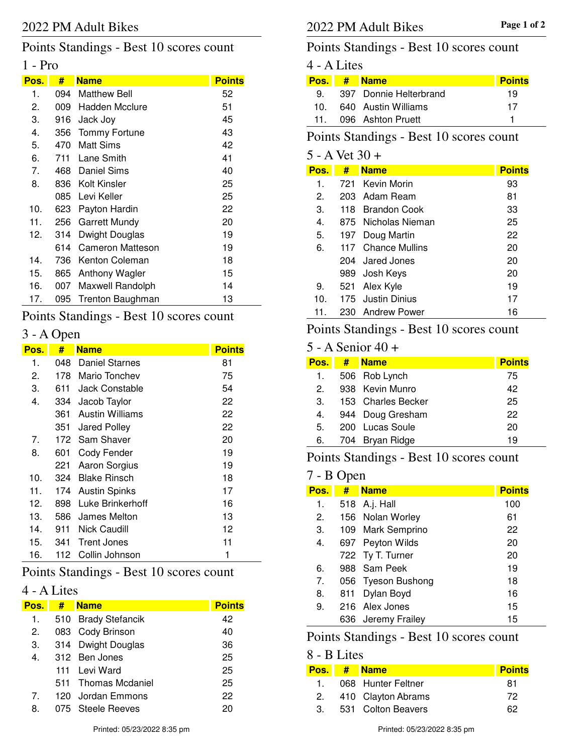# 2022 PM Adult Bikes

## Points Standings - Best 10 scores count

### 1 - Pro

| Pos. | # | Name | Points |
|---|---|---|---|
| 1. | 094 | Matthew Bell | 52 |
| 2. | 009 | Hadden Mcclure | 51 |
| 3. | 916 | Jack Joy | 45 |
| 4. | 356 | Tommy Fortune | 43 |
| 5. | 470 | Matt Sims | 42 |
| 6. | 711 | Lane Smith | 41 |
| 7. | 468 | Daniel Sims | 40 |
| 8. | 836 | Kolt Kinsler | 25 |
| | 085 | Levi Keller | 25 |
| 10. | 623 | Payton Hardin | 22 |
| 11. | 256 | Garrett Mundy | 20 |
| 12. | 314 | Dwight Douglas | 19 |
| | 614 | Cameron Matteson | 19 |
| 14. | 736 | Kenton Coleman | 18 |
| 15. | 865 | Anthony Wagler | 15 |
| 16. | 007 | Maxwell Randolph | 14 |
| 17. | 095 | Trenton Baughman | 13 |

## Points Standings - Best 10 scores count

### 3 - A Open

| Pos. | # | Name | Points |
|---|---|---|---|
| 1. | 048 | Daniel Starnes | 81 |
| 2. | 178 | Mario Tonchev | 75 |
| 3. | 611 | Jack Constable | 54 |
| 4. | 334 | Jacob Taylor | 22 |
| | 361 | Austin Williams | 22 |
| | 351 | Jared Polley | 22 |
| 7. | 172 | Sam Shaver | 20 |
| 8. | 601 | Cody Fender | 19 |
| | 221 | Aaron Sorgius | 19 |
| 10. | 324 | Blake Rinsch | 18 |
| 11. | 174 | Austin Spinks | 17 |
| 12. | 898 | Luke Brinkerhoff | 16 |
| 13. | 586 | James Melton | 13 |
| 14. | 911 | Nick Caudill | 12 |
| 15. | 341 | Trent Jones | 11 |
| 16. | 112 | Collin Johnson | 1 |

## Points Standings - Best 10 scores count

### 4 - A Lites

| Pos. | # | Name | Points |
|---|---|---|---|
| 1. | 510 | Brady Stefancik | 42 |
| 2. | 083 | Cody Brinson | 40 |
| 3. | 314 | Dwight Douglas | 36 |
| 4. | 312 | Ben Jones | 25 |
| | 111 | Levi Ward | 25 |
| | 511 | Thomas Mcdaniel | 25 |
| 7. | 120 | Jordan Emmons | 22 |
| 8. | 075 | Steele Reeves | 20 |
| 9. | 397 | Donnie Helterbrand | 19 |
| 10. | 640 | Austin Williams | 17 |
| 11. | 096 | Ashton Pruett | 1 |

## Points Standings - Best 10 scores count

### 5 - A Vet 30 +

| Pos. | # | Name | Points |
|---|---|---|---|
| 1. | 721 | Kevin Morin | 93 |
| 2. | 203 | Adam Ream | 81 |
| 3. | 118 | Brandon Cook | 33 |
| 4. | 875 | Nicholas Nieman | 25 |
| 5. | 197 | Doug Martin | 22 |
| 6. | 117 | Chance Mullins | 20 |
| | 204 | Jared Jones | 20 |
| | 989 | Josh Keys | 20 |
| 9. | 521 | Alex Kyle | 19 |
| 10. | 175 | Justin Dinius | 17 |
| 11. | 230 | Andrew Power | 16 |

## Points Standings - Best 10 scores count

### 5 - A Senior 40 +

| Pos. | # | Name | Points |
|---|---|---|---|
| 1. | 506 | Rob Lynch | 75 |
| 2. | 938 | Kevin Munro | 42 |
| 3. | 153 | Charles Becker | 25 |
| 4. | 944 | Doug Gresham | 22 |
| 5. | 200 | Lucas Soule | 20 |
| 6. | 704 | Bryan Ridge | 19 |

## Points Standings - Best 10 scores count

### 7 - B Open

| Pos. | # | Name | Points |
|---|---|---|---|
| 1. | 518 | A.j. Hall | 100 |
| 2. | 156 | Nolan Worley | 61 |
| 3. | 109 | Mark Semprino | 22 |
| 4. | 697 | Peyton Wilds | 20 |
| | 722 | Ty T. Turner | 20 |
| 6. | 988 | Sam Peek | 19 |
| 7. | 056 | Tyeson Bushong | 18 |
| 8. | 811 | Dylan Boyd | 16 |
| 9. | 216 | Alex Jones | 15 |
| | 636 | Jeremy Frailey | 15 |

## Points Standings - Best 10 scores count

### 8 - B Lites

| Pos. | # | Name | Points |
|---|---|---|---|
| 1. | 068 | Hunter Feltner | 81 |
| 2. | 410 | Clayton Abrams | 72 |
| 3. | 531 | Colton Beavers | 62 |

Printed: 05/23/2022 8:35 pm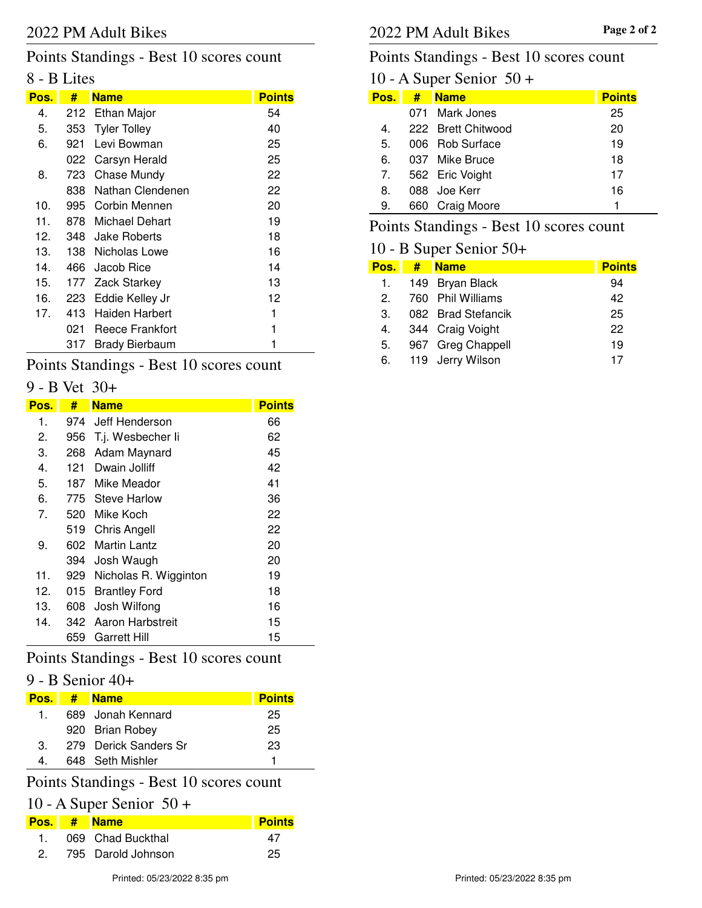## 2022 PM Adult Bikes

### Points Standings - Best 10 scores count

#### 8 - B Lites

| Pos. | # | Name | Points |
|---|---|---|---|
| 4. | 212 | Ethan Major | 54 |
| 5. | 353 | Tyler Tolley | 40 |
| 6. | 921 | Levi Bowman | 25 |
| | 022 | Carsyn Herald | 25 |
| 8. | 723 | Chase Mundy | 22 |
| | 838 | Nathan Clendenen | 22 |
| 10. | 995 | Corbin Mennen | 20 |
| 11. | 878 | Michael Dehart | 19 |
| 12. | 348 | Jake Roberts | 18 |
| 13. | 138 | Nicholas Lowe | 16 |
| 14. | 466 | Jacob Rice | 14 |
| 15. | 177 | Zack Starkey | 13 |
| 16. | 223 | Eddie Kelley Jr | 12 |
| 17. | 413 | Haiden Harbert | 1 |
| | 021 | Reece Frankfort | 1 |
| | 317 | Brady Bierbaum | 1 |

### Points Standings - Best 10 scores count

#### 9 - B Vet 30+

| Pos. | # | Name | Points |
|---|---|---|---|
| 1. | 974 | Jeff Henderson | 66 |
| 2. | 956 | T.j. Wesbecher Ii | 62 |
| 3. | 268 | Adam Maynard | 45 |
| 4. | 121 | Dwain Jolliff | 42 |
| 5. | 187 | Mike Meador | 41 |
| 6. | 775 | Steve Harlow | 36 |
| 7. | 520 | Mike Koch | 22 |
| | 519 | Chris Angell | 22 |
| 9. | 602 | Martin Lantz | 20 |
| | 394 | Josh Waugh | 20 |
| 11. | 929 | Nicholas R. Wigginton | 19 |
| 12. | 015 | Brantley Ford | 18 |
| 13. | 608 | Josh Wilfong | 16 |
| 14. | 342 | Aaron Harbstreit | 15 |
| | 659 | Garrett Hill | 15 |

### Points Standings - Best 10 scores count

#### 9 - B Senior 40+

| Pos. | # | Name | Points |
|---|---|---|---|
| 1. | 689 | Jonah Kennard | 25 |
| | 920 | Brian Robey | 25 |
| 3. | 279 | Derick Sanders Sr | 23 |
| 4. | 648 | Seth Mishler | 1 |

### Points Standings - Best 10 scores count

#### 10 - A Super Senior 50 +

| Pos. | # | Name | Points |
|---|---|---|---|
| 1. | 069 | Chad Buckthal | 47 |
| 2. | 795 | Darold Johnson | 25 |
| | 071 | Mark Jones | 25 |
| 4. | 222 | Brett Chitwood | 20 |
| 5. | 006 | Rob Surface | 19 |
| 6. | 037 | Mike Bruce | 18 |
| 7. | 562 | Eric Voight | 17 |
| 8. | 088 | Joe Kerr | 16 |
| 9. | 660 | Craig Moore | 1 |

### Points Standings - Best 10 scores count

#### 10 - B Super Senior 50+

| Pos. | # | Name | Points |
|---|---|---|---|
| 1. | 149 | Bryan Black | 94 |
| 2. | 760 | Phil Williams | 42 |
| 3. | 082 | Brad Stefancik | 25 |
| 4. | 344 | Craig Voight | 22 |
| 5. | 967 | Greg Chappell | 19 |
| 6. | 119 | Jerry Wilson | 17 |

Printed: 05/23/2022 8:35 pm